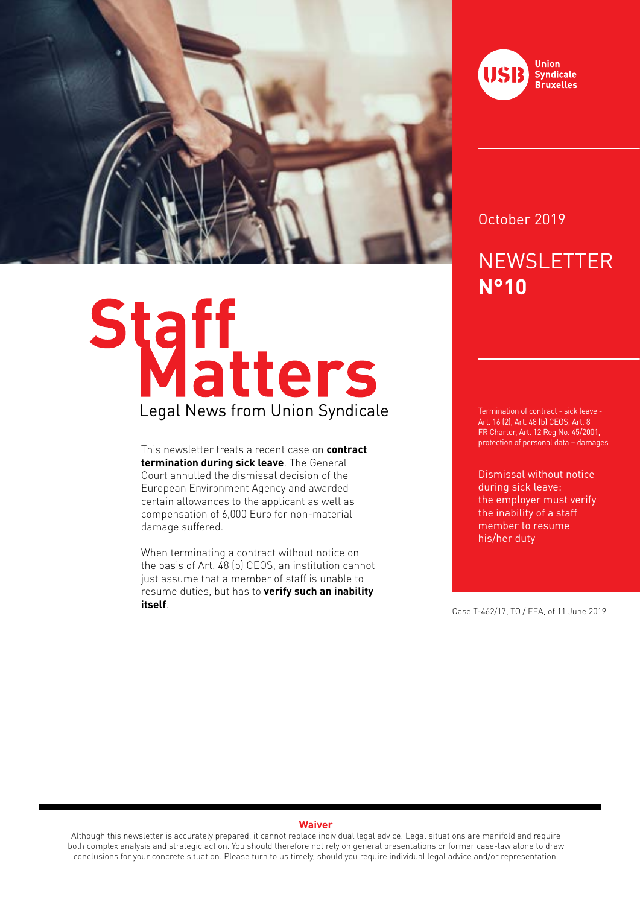Union Syndicale Bruxelles

October 2019

# NEWSLETTER N°10

# Staff Matters

Legal News from Union Syndicale

This newsletter treats a recent case on **contract termination during sick leave**. The General Court annulled the dismissal decision of the European Environment Agency and awarded certain allowances to the applicant as well as compensation of 6,000 Euro for non-material damage suffered.

When terminating a contract without notice on the basis of Art. 48 (b) CEOS, an institution cannot just assume that a member of staff is unable to resume duties, but has to **verify such an inability itself**.

Termination of contract - sick leave - Art. 16 (2), Art. 48 (b) CEOS, Art. 8 FR Charter, Art. 12 Reg No. 45/2001, protection of personal data – damages

## Dismissal without notice during sick leave: the employer must verify the inability of a staff member to resume his/her duty

Case T-462/17, TO / EEA, of 11 June 2019

**Waiver**

Although this newsletter is accurately prepared, it cannot replace individual legal advice. Legal situations are manifold and require both complex analysis and strategic action. You should therefore not rely on general presentations or former case-law alone to draw conclusions for your concrete situation. Please turn to us timely, should you require individual legal advice and/or representation.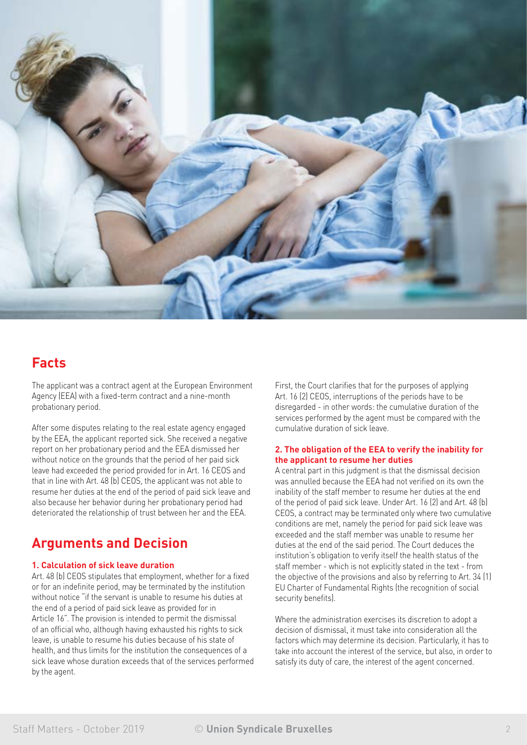## Facts

The applicant was a contract agent at the European Environment Agency (EEA) with a fixed-term contract and a nine-month probationary period.

After some disputes relating to the real estate agency engaged by the EEA, the applicant reported sick. She received a negative report on her probationary period and the EEA dismissed her without notice on the grounds that the period of her paid sick leave had exceeded the period provided for in Art. 16 CEOS and that in line with Art. 48 (b) CEOS, the applicant was not able to resume her duties at the end of the period of paid sick leave and also because her behavior during her probationary period had deteriorated the relationship of trust between her and the EEA.

## Arguments and Decision

### 1. Calculation of sick leave duration

Art. 48 (b) CEOS stipulates that employment, whether for a fixed or for an indefinite period, may be terminated by the institution without notice "if the servant is unable to resume his duties at the end of a period of paid sick leave as provided for in Article 16". The provision is intended to permit the dismissal of an official who, although having exhausted his rights to sick leave, is unable to resume his duties because of his state of health, and thus limits for the institution the consequences of a sick leave whose duration exceeds that of the services performed by the agent.

First, the Court clarifies that for the purposes of applying Art. 16 (2) CEOS, interruptions of the periods have to be disregarded - in other words: the cumulative duration of the services performed by the agent must be compared with the cumulative duration of sick leave.

### 2. The obligation of the EEA to verify the inability for the applicant to resume her duties

A central part in this judgment is that the dismissal decision was annulled because the EEA had not verified on its own the inability of the staff member to resume her duties at the end of the period of paid sick leave. Under Art. 16 (2) and Art. 48 (b) CEOS, a contract may be terminated only where two cumulative conditions are met, namely the period for paid sick leave was exceeded and the staff member was unable to resume her duties at the end of the said period. The Court deduces the institution's obligation to verify itself the health status of the staff member - which is not explicitly stated in the text - from the objective of the provisions and also by referring to Art. 34 (1) EU Charter of Fundamental Rights (the recognition of social security benefits).

Where the administration exercises its discretion to adopt a decision of dismissal, it must take into consideration all the factors which may determine its decision. Particularly, it has to take into account the interest of the service, but also, in order to satisfy its duty of care, the interest of the agent concerned.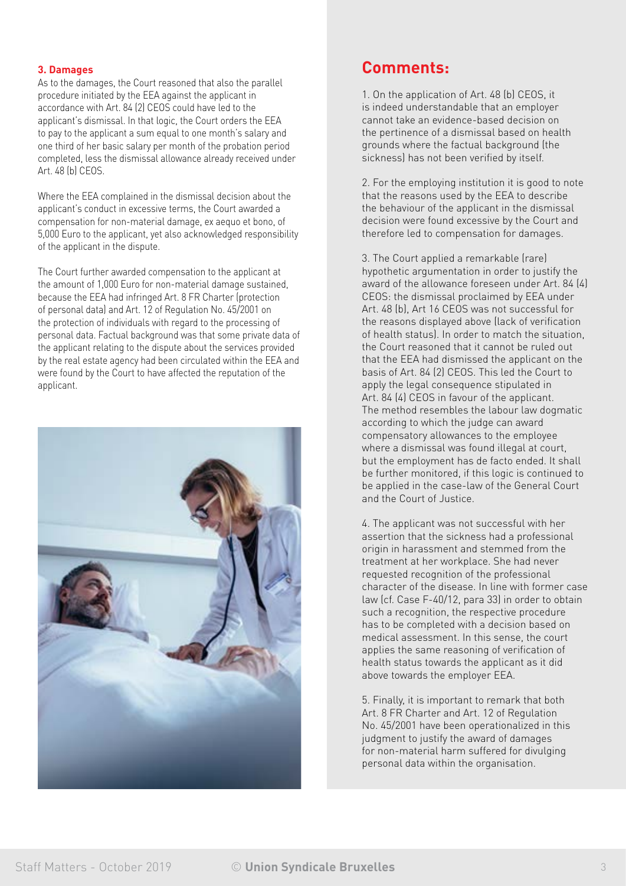### 3. Damages

As to the damages, the Court reasoned that also the parallel procedure initiated by the EEA against the applicant in accordance with Art. 84 (2) CEOS could have led to the applicant's dismissal. In that logic, the Court orders the EEA to pay to the applicant a sum equal to one month's salary and one third of her basic salary per month of the probation period completed, less the dismissal allowance already received under Art. 48 (b) CEOS.

Where the EEA complained in the dismissal decision about the applicant's conduct in excessive terms, the Court awarded a compensation for non-material damage, ex aequo et bono, of 5,000 Euro to the applicant, yet also acknowledged responsibility of the applicant in the dispute.

The Court further awarded compensation to the applicant at the amount of 1,000 Euro for non-material damage sustained, because the EEA had infringed Art. 8 FR Charter (protection of personal data) and Art. 12 of Regulation No. 45/2001 on the protection of individuals with regard to the processing of personal data. Factual background was that some private data of the applicant relating to the dispute about the services provided by the real estate agency had been circulated within the EEA and were found by the Court to have affected the reputation of the applicant.

## Comments:

1. On the application of Art. 48 (b) CEOS, it is indeed understandable that an employer cannot take an evidence-based decision on the pertinence of a dismissal based on health grounds where the factual background (the sickness) has not been verified by itself.

2. For the employing institution it is good to note that the reasons used by the EEA to describe the behaviour of the applicant in the dismissal decision were found excessive by the Court and therefore led to compensation for damages.

3. The Court applied a remarkable (rare) hypothetic argumentation in order to justify the award of the allowance foreseen under Art. 84 (4) CEOS: the dismissal proclaimed by EEA under Art. 48 (b), Art 16 CEOS was not successful for the reasons displayed above (lack of verification of health status). In order to match the situation, the Court reasoned that it cannot be ruled out that the EEA had dismissed the applicant on the basis of Art. 84 (2) CEOS. This led the Court to apply the legal consequence stipulated in Art. 84 (4) CEOS in favour of the applicant. The method resembles the labour law dogmatic according to which the judge can award compensatory allowances to the employee where a dismissal was found illegal at court, but the employment has de facto ended. It shall be further monitored, if this logic is continued to be applied in the case-law of the General Court and the Court of Justice.

4. The applicant was not successful with her assertion that the sickness had a professional origin in harassment and stemmed from the treatment at her workplace. She had never requested recognition of the professional character of the disease. In line with former case law (cf. Case F-40/12, para 33) in order to obtain such a recognition, the respective procedure has to be completed with a decision based on medical assessment. In this sense, the court applies the same reasoning of verification of health status towards the applicant as it did above towards the employer EEA.

5. Finally, it is important to remark that both Art. 8 FR Charter and Art. 12 of Regulation No. 45/2001 have been operationalized in this judgment to justify the award of damages for non-material harm suffered for divulging personal data within the organisation.